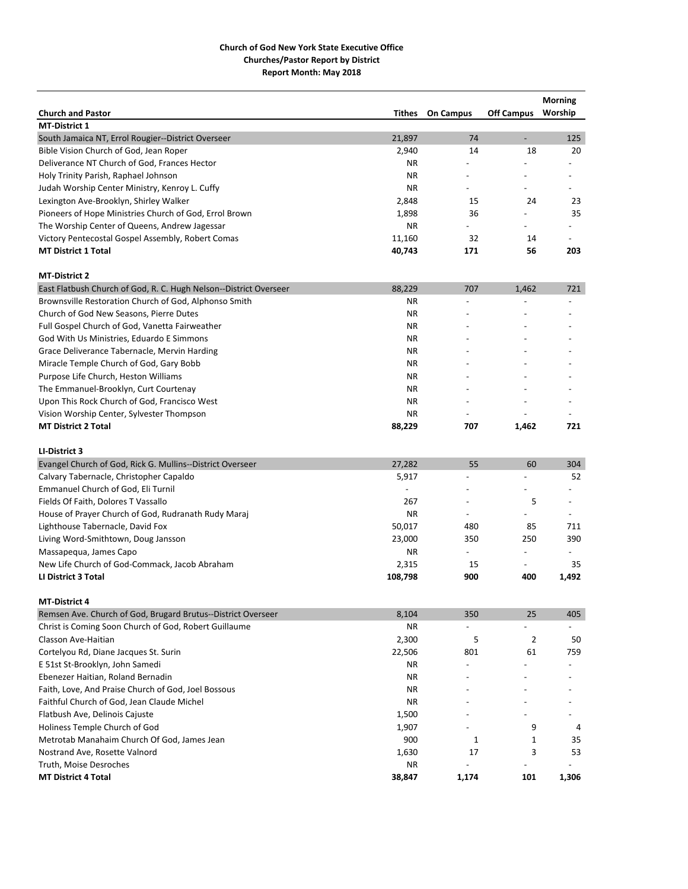**Church of God New York State Executive Office**
**Churches/Pastor Report by District**
**Report Month: May 2018**

| Church and Pastor | Tithes | On Campus | Off Campus | Morning Worship |
|---|---|---|---|---|
| **MT-District 1** | | | | |
| South Jamaica NT, Errol Rougier--District Overseer | 21,897 | 74 | - | 125 |
| Bible Vision Church of God, Jean Roper | 2,940 | 14 | 18 | 20 |
| Deliverance NT Church of God, Frances Hector | NR | - | - | - |
| Holy Trinity Parish, Raphael Johnson | NR | - | - | - |
| Judah Worship Center Ministry, Kenroy L. Cuffy | NR | - | - | - |
| Lexington Ave-Brooklyn, Shirley Walker | 2,848 | 15 | 24 | 23 |
| Pioneers of Hope Ministries Church of God, Errol Brown | 1,898 | 36 | - | 35 |
| The Worship Center of Queens, Andrew Jagessar | NR | - | - | - |
| Victory Pentecostal Gospel Assembly, Robert Comas | 11,160 | 32 | 14 | - |
| **MT District 1 Total** | **40,743** | **171** | **56** | **203** |
| **MT-District 2** | | | | |
| East Flatbush Church of God, R. C. Hugh Nelson--District Overseer | 88,229 | 707 | 1,462 | 721 |
| Brownsville Restoration Church of God, Alphonso Smith | NR | - | - | - |
| Church of God New Seasons, Pierre Dutes | NR | - | - | - |
| Full Gospel Church of God, Vanetta Fairweather | NR | - | - | - |
| God With Us Ministries, Eduardo E Simmons | NR | - | - | - |
| Grace Deliverance Tabernacle, Mervin Harding | NR | - | - | - |
| Miracle Temple Church of God, Gary Bobb | NR | - | - | - |
| Purpose Life Church, Heston Williams | NR | - | - | - |
| The Emmanuel-Brooklyn, Curt Courtenay | NR | - | - | - |
| Upon This Rock Church of God, Francisco West | NR | - | - | - |
| Vision Worship Center, Sylvester Thompson | NR | - | - | - |
| **MT District 2 Total** | **88,229** | **707** | **1,462** | **721** |
| **LI-District 3** | | | | |
| Evangel Church of God, Rick G. Mullins--District Overseer | 27,282 | 55 | 60 | 304 |
| Calvary Tabernacle, Christopher Capaldo | 5,917 | - | - | 52 |
| Emmanuel Church of God, Eli Turnil | - | - | - | - |
| Fields Of Faith, Dolores T Vassallo | 267 | - | 5 | - |
| House of Prayer Church of God, Rudranath Rudy Maraj | NR | - | - | - |
| Lighthouse Tabernacle, David Fox | 50,017 | 480 | 85 | 711 |
| Living Word-Smithtown, Doug Jansson | 23,000 | 350 | 250 | 390 |
| Massapequa, James Capo | NR | - | - | - |
| New Life Church of God-Commack, Jacob Abraham | 2,315 | 15 | - | 35 |
| **LI District 3 Total** | **108,798** | **900** | **400** | **1,492** |
| **MT-District 4** | | | | |
| Remsen Ave. Church of God, Brugard Brutus--District Overseer | 8,104 | 350 | 25 | 405 |
| Christ is Coming Soon Church of God, Robert Guillaume | NR | - | - | - |
| Classon Ave-Haitian | 2,300 | 5 | 2 | 50 |
| Cortelyou Rd, Diane Jacques St. Surin | 22,506 | 801 | 61 | 759 |
| E 51st St-Brooklyn, John Samedi | NR | - | - | - |
| Ebenezer Haitian, Roland Bernadin | NR | - | - | - |
| Faith, Love, And Praise Church of God, Joel Bossous | NR | - | - | - |
| Faithful Church of God, Jean Claude Michel | NR | - | - | - |
| Flatbush Ave, Delinois Cajuste | 1,500 | - | - | - |
| Holiness Temple Church of God | 1,907 | - | 9 | 4 |
| Metrotab Manahaim Church Of God, James Jean | 900 | 1 | 1 | 35 |
| Nostrand Ave, Rosette Valnord | 1,630 | 17 | 3 | 53 |
| Truth, Moise Desroches | NR | - | - | - |
| **MT District 4 Total** | **38,847** | **1,174** | **101** | **1,306** |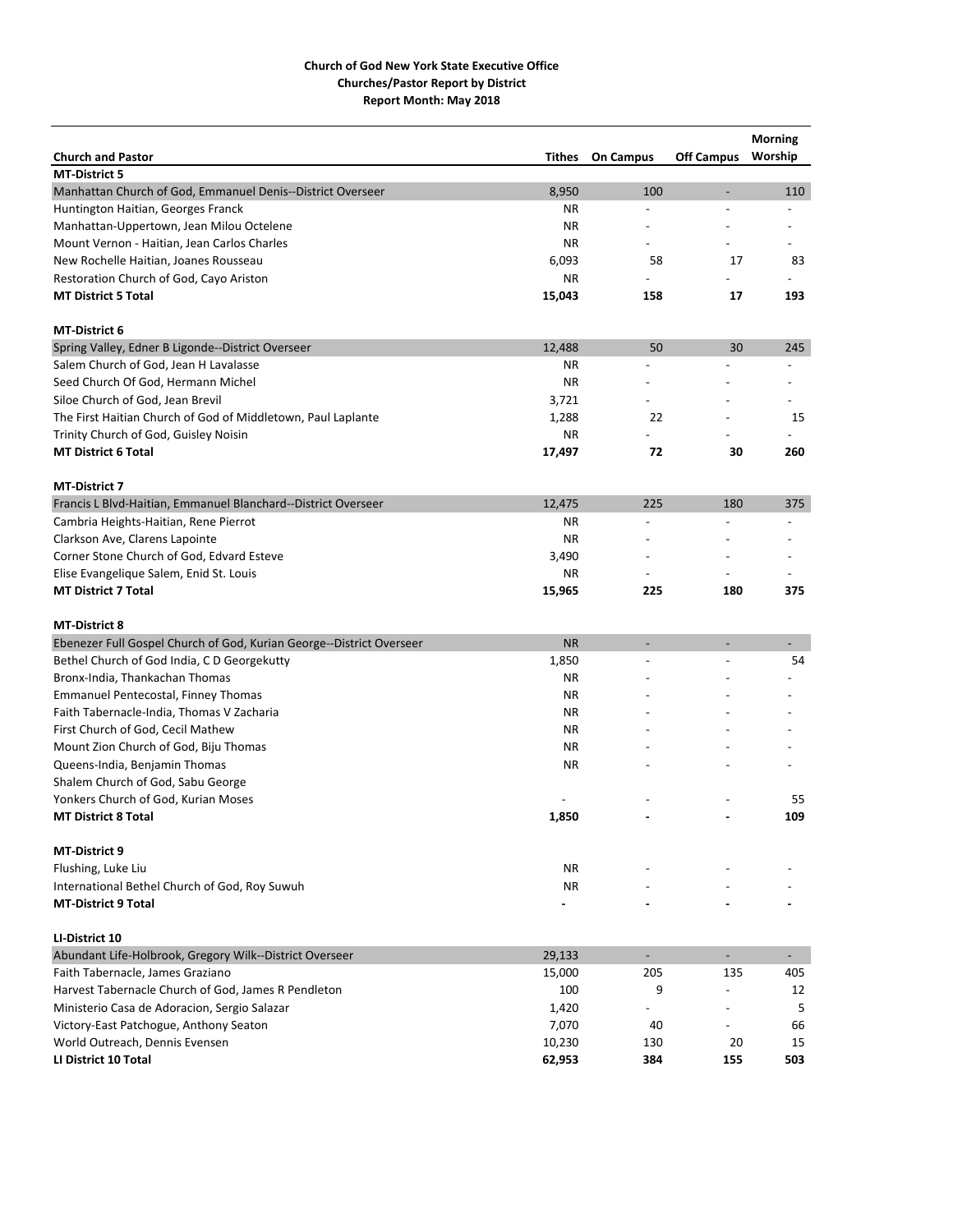**Church of God New York State Executive Office**
**Churches/Pastor Report by District**
**Report Month: May 2018**

| Church and Pastor | Tithes | On Campus | Off Campus | Morning Worship |
|---|---|---|---|---|
| **MT-District 5** | | | | |
| Manhattan Church of God, Emmanuel Denis--District Overseer | 8,950 | 100 | - | 110 |
| Huntington Haitian, Georges Franck | NR | - | - | - |
| Manhattan-Uppertown, Jean Milou Octelene | NR | - | - | - |
| Mount Vernon - Haitian, Jean Carlos Charles | NR | - | - | - |
| New Rochelle Haitian, Joanes Rousseau | 6,093 | 58 | 17 | 83 |
| Restoration Church of God, Cayo Ariston | NR | - | - | - |
| **MT District 5 Total** | **15,043** | **158** | **17** | **193** |
| | | | | |
| **MT-District 6** | | | | |
| Spring Valley, Edner B Ligonde--District Overseer | 12,488 | 50 | 30 | 245 |
| Salem Church of God, Jean H Lavalasse | NR | - | - | - |
| Seed Church Of God, Hermann Michel | NR | - | - | - |
| Siloe Church of God, Jean Brevil | 3,721 | - | - | - |
| The First Haitian Church of God of Middletown, Paul Laplante | 1,288 | 22 | - | 15 |
| Trinity Church of God, Guisley Noisin | NR | - | - | - |
| **MT District 6 Total** | **17,497** | **72** | **30** | **260** |
| | | | | |
| **MT-District 7** | | | | |
| Francis L Blvd-Haitian, Emmanuel Blanchard--District Overseer | 12,475 | 225 | 180 | 375 |
| Cambria Heights-Haitian, Rene Pierrot | NR | - | - | - |
| Clarkson Ave, Clarens Lapointe | NR | - | - | - |
| Corner Stone Church of God, Edvard Esteve | 3,490 | - | - | - |
| Elise Evangelique Salem, Enid St. Louis | NR | - | - | - |
| **MT District 7 Total** | **15,965** | **225** | **180** | **375** |
| | | | | |
| **MT-District 8** | | | | |
| Ebenezer Full Gospel Church of God, Kurian George--District Overseer | NR | - | - | - |
| Bethel Church of God India, C D Georgekutty | 1,850 | - | - | 54 |
| Bronx-India, Thankachan Thomas | NR | - | - | - |
| Emmanuel Pentecostal, Finney Thomas | NR | - | - | - |
| Faith Tabernacle-India, Thomas V Zacharia | NR | - | - | - |
| First Church of God, Cecil Mathew | NR | - | - | - |
| Mount Zion Church of God, Biju Thomas | NR | - | - | - |
| Queens-India, Benjamin Thomas | NR | - | - | - |
| Shalem Church of God, Sabu George | | | | |
| Yonkers Church of God, Kurian Moses | - | - | - | 55 |
| **MT District 8 Total** | **1,850** | **-** | **-** | **109** |
| | | | | |
| **MT-District 9** | | | | |
| Flushing, Luke Liu | NR | - | - | - |
| International Bethel Church of God, Roy Suwuh | NR | - | - | - |
| **MT-District 9 Total** | **-** | **-** | **-** | **-** |
| | | | | |
| **LI-District 10** | | | | |
| Abundant Life-Holbrook, Gregory Wilk--District Overseer | 29,133 | - | - | - |
| Faith Tabernacle, James Graziano | 15,000 | 205 | 135 | 405 |
| Harvest Tabernacle Church of God, James R Pendleton | 100 | 9 | - | 12 |
| Ministerio Casa de Adoracion, Sergio Salazar | 1,420 | - | - | 5 |
| Victory-East Patchogue, Anthony Seaton | 7,070 | 40 | - | 66 |
| World Outreach, Dennis Evensen | 10,230 | 130 | 20 | 15 |
| **LI District 10 Total** | **62,953** | **384** | **155** | **503** |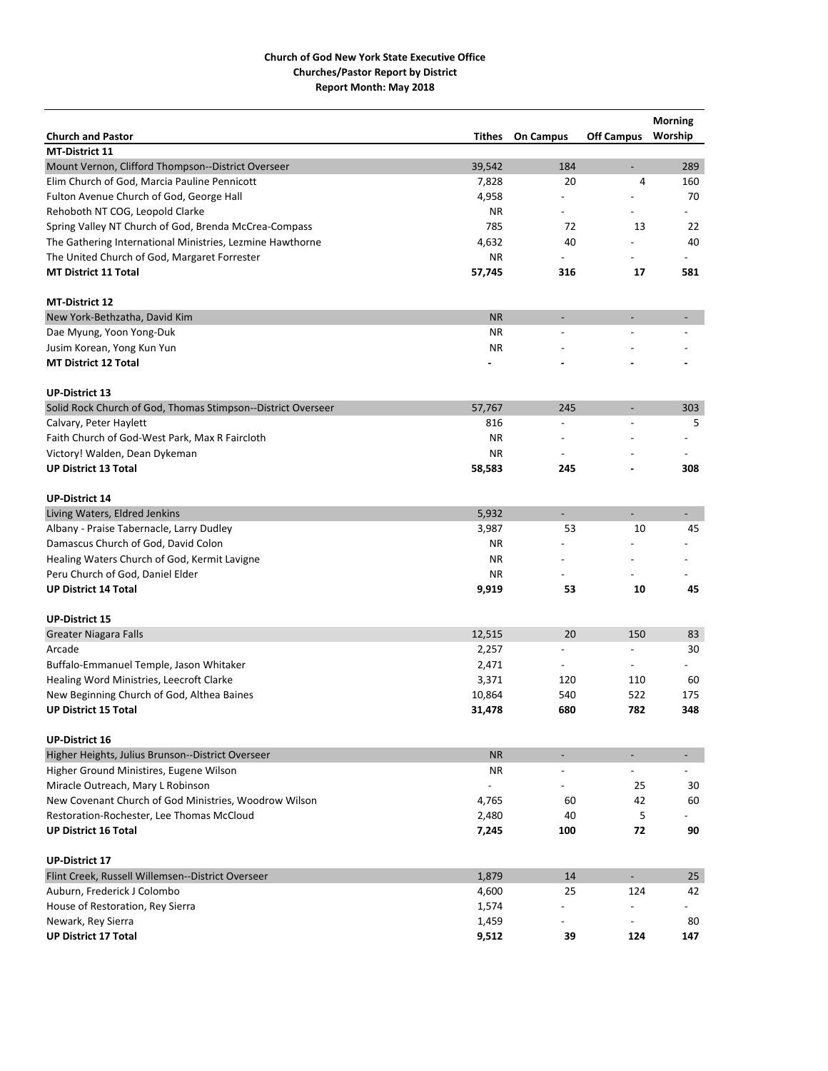# Church of God New York State Executive Office
## Churches/Pastor Report by District
### Report Month: May 2018

| Church and Pastor | Tithes | On Campus | Off Campus | Morning Worship |
|---|---|---|---|---|
| **MT-District 11** | | | | |
| Mount Vernon, Clifford Thompson--District Overseer | 39,542 | 184 | - | 289 |
| Elim Church of God, Marcia Pauline Pennicott | 7,828 | 20 | 4 | 160 |
| Fulton Avenue Church of God, George Hall | 4,958 | - | - | 70 |
| Rehoboth NT COG, Leopold Clarke | NR | - | - | - |
| Spring Valley NT Church of God, Brenda McCrea-Compass | 785 | 72 | 13 | 22 |
| The Gathering International Ministries, Lezmine Hawthorne | 4,632 | 40 | - | 40 |
| The United Church of God, Margaret Forrester | NR | - | - | - |
| **MT District 11 Total** | **57,745** | **316** | **17** | **581** |
| | | | | |
| **MT-District 12** | | | | |
| New York-Bethzatha, David Kim | NR | - | - | - |
| Dae Myung, Yoon Yong-Duk | NR | - | - | - |
| Jusim Korean, Yong Kun Yun | NR | - | - | - |
| **MT District 12 Total** | **-** | **-** | **-** | **-** |
| | | | | |
| **UP-District 13** | | | | |
| Solid Rock Church of God, Thomas Stimpson--District Overseer | 57,767 | 245 | - | 303 |
| Calvary, Peter Haylett | 816 | - | - | 5 |
| Faith Church of God-West Park, Max R Faircloth | NR | - | - | - |
| Victory! Walden, Dean Dykeman | NR | - | - | - |
| **UP District 13 Total** | **58,583** | **245** | **-** | **308** |
| | | | | |
| **UP-District 14** | | | | |
| Living Waters, Eldred Jenkins | 5,932 | - | - | - |
| Albany - Praise Tabernacle, Larry Dudley | 3,987 | 53 | 10 | 45 |
| Damascus Church of God, David Colon | NR | - | - | - |
| Healing Waters Church of God, Kermit Lavigne | NR | - | - | - |
| Peru Church of God, Daniel Elder | NR | - | - | - |
| **UP District 14 Total** | **9,919** | **53** | **10** | **45** |
| | | | | |
| **UP-District 15** | | | | |
| Greater Niagara Falls | 12,515 | 20 | 150 | 83 |
| Arcade | 2,257 | - | - | 30 |
| Buffalo-Emmanuel Temple, Jason Whitaker | 2,471 | - | - | - |
| Healing Word Ministries, Leecroft Clarke | 3,371 | 120 | 110 | 60 |
| New Beginning Church of God, Althea Baines | 10,864 | 540 | 522 | 175 |
| **UP District 15 Total** | **31,478** | **680** | **782** | **348** |
| | | | | |
| **UP-District 16** | | | | |
| Higher Heights, Julius Brunson--District Overseer | NR | - | - | - |
| Higher Ground Ministires, Eugene Wilson | NR | - | - | - |
| Miracle Outreach, Mary L Robinson | - | - | 25 | 30 |
| New Covenant Church of God Ministries, Woodrow Wilson | 4,765 | 60 | 42 | 60 |
| Restoration-Rochester, Lee Thomas McCloud | 2,480 | 40 | 5 | - |
| **UP District 16 Total** | **7,245** | **100** | **72** | **90** |
| | | | | |
| **UP-District 17** | | | | |
| Flint Creek, Russell Willemsen--District Overseer | 1,879 | 14 | - | 25 |
| Auburn, Frederick J Colombo | 4,600 | 25 | 124 | 42 |
| House of Restoration, Rey Sierra | 1,574 | - | - | - |
| Newark, Rey Sierra | 1,459 | - | - | 80 |
| **UP District 17 Total** | **9,512** | **39** | **124** | **147** |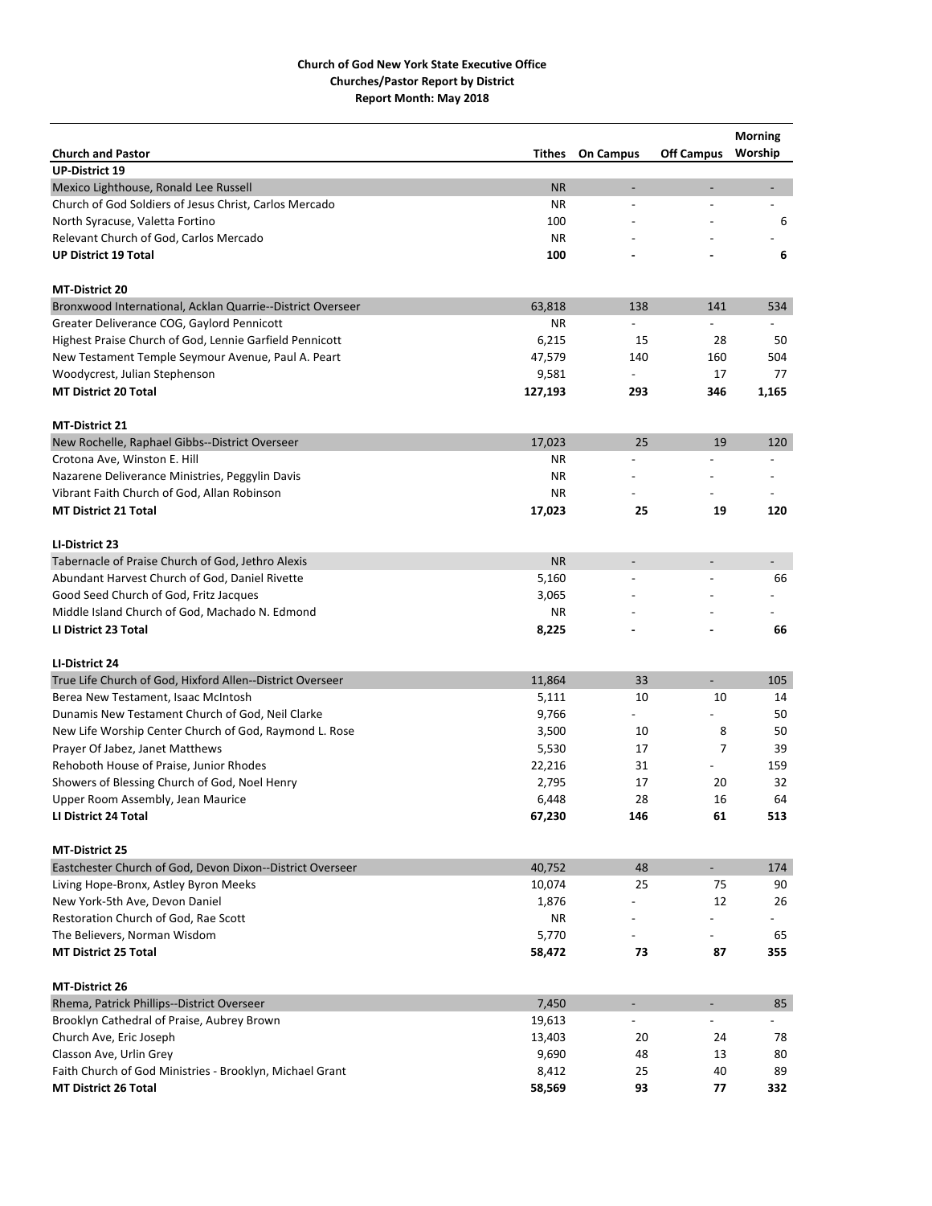**Church of God New York State Executive Office**
**Churches/Pastor Report by District**
**Report Month: May 2018**

| Church and Pastor | Tithes | On Campus | Off Campus | Morning Worship |
|---|---|---|---|---|
| **UP-District 19** | | | | |
| Mexico Lighthouse, Ronald Lee Russell | NR | - | - | - |
| Church of God Soldiers of Jesus Christ, Carlos Mercado | NR | - | - | - |
| North Syracuse, Valetta Fortino | 100 | - | - | 6 |
| Relevant Church of God, Carlos Mercado | NR | - | - | - |
| **UP District 19 Total** | **100** | **-** | **-** | **6** |
| | | | | |
| **MT-District 20** | | | | |
| Bronxwood International, Acklan Quarrie--District Overseer | 63,818 | 138 | 141 | 534 |
| Greater Deliverance COG, Gaylord Pennicott | NR | - | - | - |
| Highest Praise Church of God, Lennie Garfield Pennicott | 6,215 | 15 | 28 | 50 |
| New Testament Temple Seymour Avenue, Paul A. Peart | 47,579 | 140 | 160 | 504 |
| Woodycrest, Julian Stephenson | 9,581 | - | 17 | 77 |
| **MT District 20 Total** | **127,193** | **293** | **346** | **1,165** |
| | | | | |
| **MT-District 21** | | | | |
| New Rochelle, Raphael Gibbs--District Overseer | 17,023 | 25 | 19 | 120 |
| Crotona Ave, Winston E. Hill | NR | - | - | - |
| Nazarene Deliverance Ministries, Peggylin Davis | NR | - | - | - |
| Vibrant Faith Church of God, Allan Robinson | NR | - | - | - |
| **MT District 21 Total** | **17,023** | **25** | **19** | **120** |
| | | | | |
| **LI-District 23** | | | | |
| Tabernacle of Praise Church of God, Jethro Alexis | NR | - | - | - |
| Abundant Harvest Church of God, Daniel Rivette | 5,160 | - | - | 66 |
| Good Seed Church of God, Fritz Jacques | 3,065 | - | - | - |
| Middle Island Church of God, Machado N. Edmond | NR | - | - | - |
| **LI District 23 Total** | **8,225** | **-** | **-** | **66** |
| | | | | |
| **LI-District 24** | | | | |
| True Life Church of God, Hixford Allen--District Overseer | 11,864 | 33 | - | 105 |
| Berea New Testament, Isaac McIntosh | 5,111 | 10 | 10 | 14 |
| Dunamis New Testament Church of God, Neil Clarke | 9,766 | - | - | 50 |
| New Life Worship Center Church of God, Raymond L. Rose | 3,500 | 10 | 8 | 50 |
| Prayer Of Jabez, Janet Matthews | 5,530 | 17 | 7 | 39 |
| Rehoboth House of Praise, Junior Rhodes | 22,216 | 31 | - | 159 |
| Showers of Blessing Church of God, Noel Henry | 2,795 | 17 | 20 | 32 |
| Upper Room Assembly, Jean Maurice | 6,448 | 28 | 16 | 64 |
| **LI District 24 Total** | **67,230** | **146** | **61** | **513** |
| | | | | |
| **MT-District 25** | | | | |
| Eastchester Church of God, Devon Dixon--District Overseer | 40,752 | 48 | - | 174 |
| Living Hope-Bronx, Astley Byron Meeks | 10,074 | 25 | 75 | 90 |
| New York-5th Ave, Devon Daniel | 1,876 | - | 12 | 26 |
| Restoration Church of God, Rae Scott | NR | - | - | - |
| The Believers, Norman Wisdom | 5,770 | - | - | 65 |
| **MT District 25 Total** | **58,472** | **73** | **87** | **355** |
| | | | | |
| **MT-District 26** | | | | |
| Rhema, Patrick Phillips--District Overseer | 7,450 | - | - | 85 |
| Brooklyn Cathedral of Praise, Aubrey Brown | 19,613 | - | - | - |
| Church Ave, Eric Joseph | 13,403 | 20 | 24 | 78 |
| Classon Ave, Urlin Grey | 9,690 | 48 | 13 | 80 |
| Faith Church of God Ministries - Brooklyn, Michael Grant | 8,412 | 25 | 40 | 89 |
| **MT District 26 Total** | **58,569** | **93** | **77** | **332** |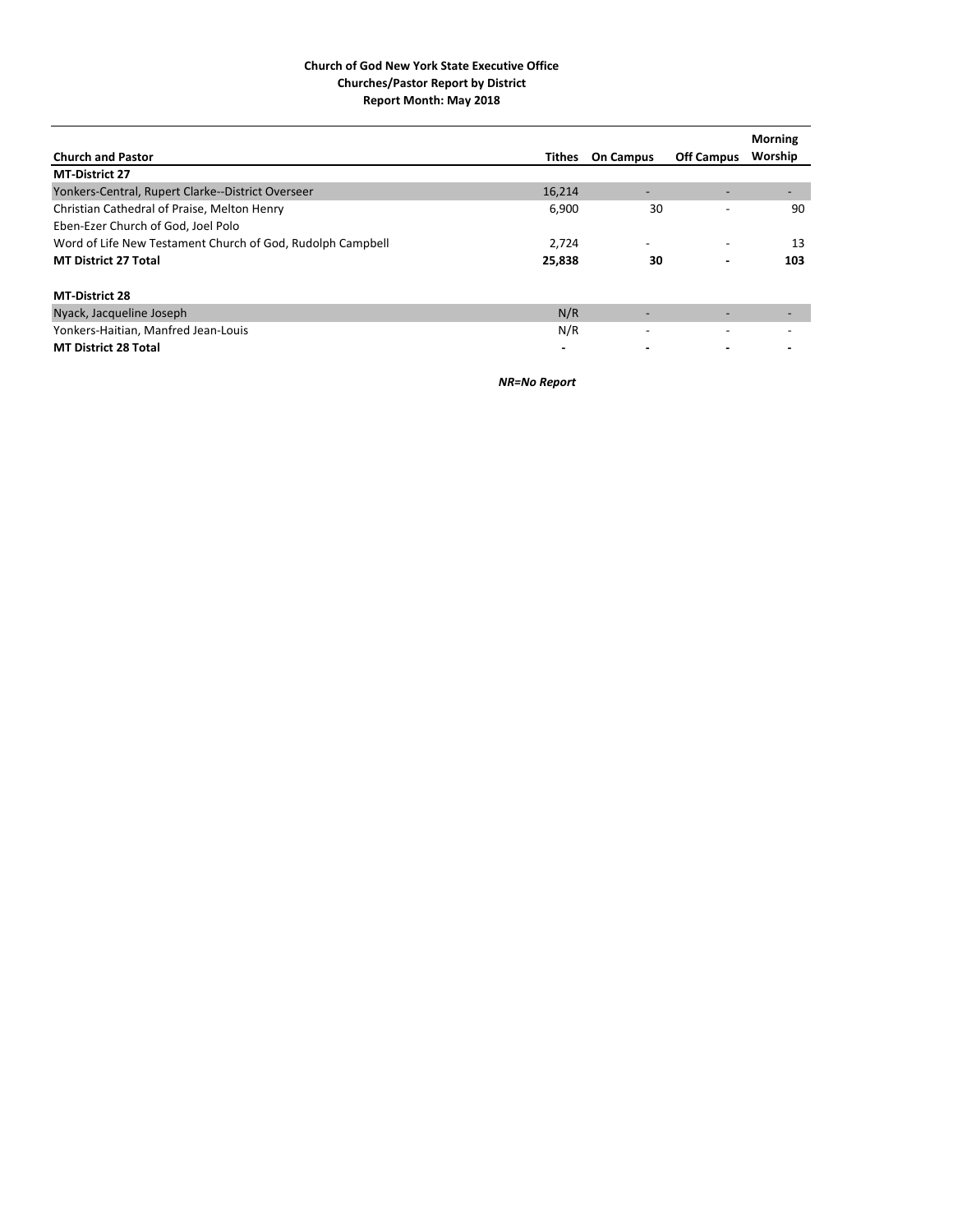**Church of God New York State Executive Office**
**Churches/Pastor Report by District**
**Report Month: May 2018**

| Church and Pastor | Tithes | On Campus | Off Campus | Morning Worship |
|---|---|---|---|---|
| **MT-District 27** | | | | |
| Yonkers-Central, Rupert Clarke--District Overseer | 16,214 | - | - | - |
| Christian Cathedral of Praise, Melton Henry | 6,900 | 30 | - | 90 |
| Eben-Ezer Church of God, Joel Polo | | | | |
| Word of Life New Testament Church of God, Rudolph Campbell | 2,724 | - | - | 13 |
| **MT District 27 Total** | **25,838** | **30** | **-** | **103** |
| | | | | |
| **MT-District 28** | | | | |
| Nyack, Jacqueline Joseph | N/R | - | - | - |
| Yonkers-Haitian, Manfred Jean-Louis | N/R | - | - | - |
| **MT District 28 Total** | **-** | **-** | **-** | **-** |

***NR=No Report***